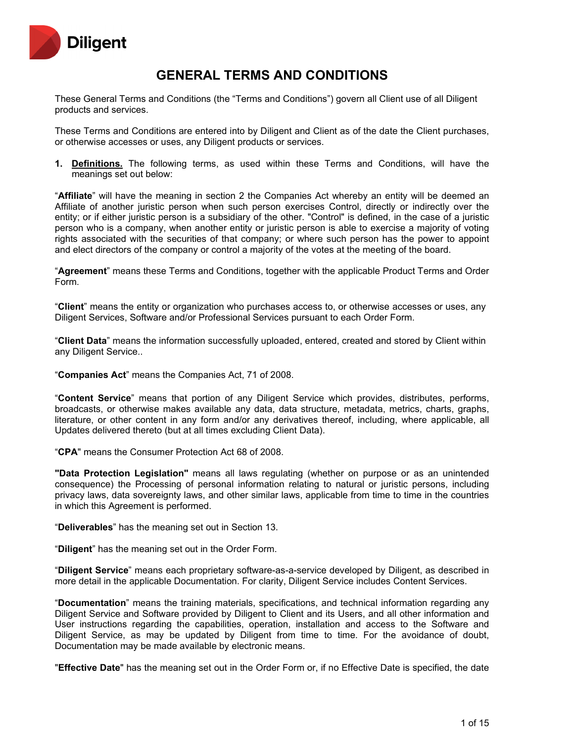# GENERAL TERMS AND CONDITIONS

These General Terms and Conditions (the "Terms and Conditions") govern all Client use of all Diligent products and services.

These Terms and Conditions are entered into by Diligent and Client as of the date the Client purchases, or otherwise accesses or uses, any Diligent products or services.

1. **Definitions.** The following terms, as used within these Terms and Conditions, will have the meanings set out below:

"**Affiliate**" will have the meaning in section 2 the Companies Act whereby an entity will be deemed an Affiliate of another juristic person when such person exercises Control, directly or indirectly over the entity; or if either juristic person is a subsidiary of the other. "Control" is defined, in the case of a juristic person who is a company, when another entity or juristic person is able to exercise a majority of voting rights associated with the securities of that company; or where such person has the power to appoint and elect directors of the company or control a majority of the votes at the meeting of the board.

"**Agreement**" means these Terms and Conditions, together with the applicable Product Terms and Order Form.

"**Client**" means the entity or organization who purchases access to, or otherwise accesses or uses, any Diligent Services, Software and/or Professional Services pursuant to each Order Form.

"**Client Data**" means the information successfully uploaded, entered, created and stored by Client within any Diligent Service..

"**Companies Act**" means the Companies Act, 71 of 2008.

"**Content Service**" means that portion of any Diligent Service which provides, distributes, performs, broadcasts, or otherwise makes available any data, data structure, metadata, metrics, charts, graphs, literature, or other content in any form and/or any derivatives thereof, including, where applicable, all Updates delivered thereto (but at all times excluding Client Data).

"**CPA**" means the Consumer Protection Act 68 of 2008.

**"Data Protection Legislation"** means all laws regulating (whether on purpose or as an unintended consequence) the Processing of personal information relating to natural or juristic persons, including privacy laws, data sovereignty laws, and other similar laws, applicable from time to time in the countries in which this Agreement is performed.

"**Deliverables**" has the meaning set out in Section 13.

"**Diligent**" has the meaning set out in the Order Form.

"**Diligent Service**" means each proprietary software-as-a-service developed by Diligent, as described in more detail in the applicable Documentation. For clarity, Diligent Service includes Content Services.

"**Documentation**" means the training materials, specifications, and technical information regarding any Diligent Service and Software provided by Diligent to Client and its Users, and all other information and User instructions regarding the capabilities, operation, installation and access to the Software and Diligent Service, as may be updated by Diligent from time to time. For the avoidance of doubt, Documentation may be made available by electronic means.

"**Effective Date**" has the meaning set out in the Order Form or, if no Effective Date is specified, the date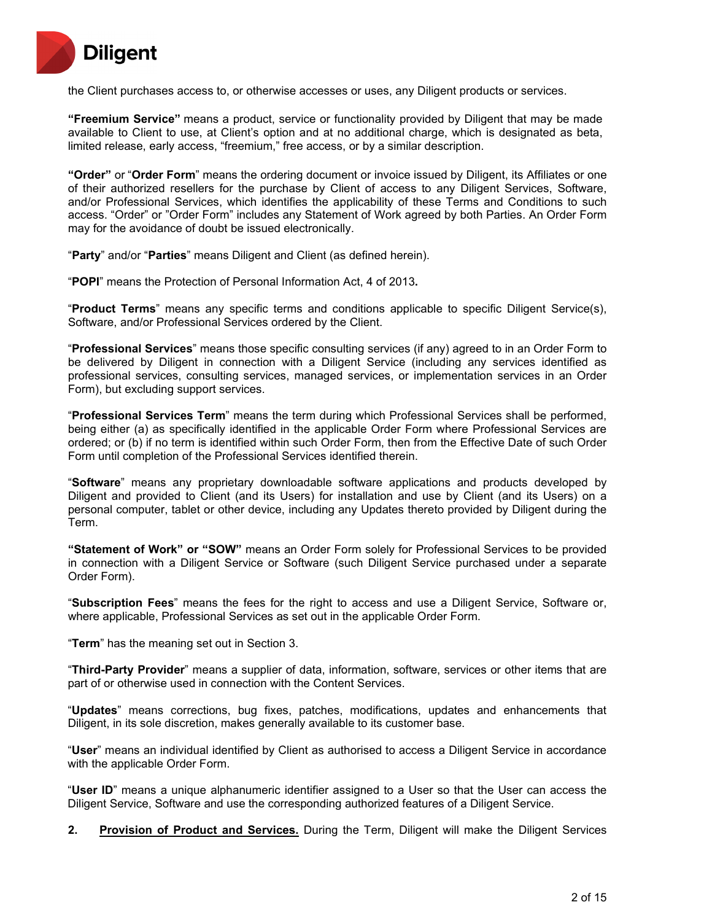the Client purchases access to, or otherwise accesses or uses, any Diligent products or services.

**"Freemium Service"** means a product, service or functionality provided by Diligent that may be made available to Client to use, at Client's option and at no additional charge, which is designated as beta, limited release, early access, "freemium," free access, or by a similar description.

**"Order"** or "**Order Form**" means the ordering document or invoice issued by Diligent, its Affiliates or one of their authorized resellers for the purchase by Client of access to any Diligent Services, Software, and/or Professional Services, which identifies the applicability of these Terms and Conditions to such access. "Order" or "Order Form" includes any Statement of Work agreed by both Parties. An Order Form may for the avoidance of doubt be issued electronically.

"**Party**" and/or "**Parties**" means Diligent and Client (as defined herein).

"**POPI**" means the Protection of Personal Information Act, 4 of 2013**.**

"**Product Terms**" means any specific terms and conditions applicable to specific Diligent Service(s), Software, and/or Professional Services ordered by the Client.

"**Professional Services**" means those specific consulting services (if any) agreed to in an Order Form to be delivered by Diligent in connection with a Diligent Service (including any services identified as professional services, consulting services, managed services, or implementation services in an Order Form), but excluding support services.

"**Professional Services Term**" means the term during which Professional Services shall be performed, being either (a) as specifically identified in the applicable Order Form where Professional Services are ordered; or (b) if no term is identified within such Order Form, then from the Effective Date of such Order Form until completion of the Professional Services identified therein.

"**Software**" means any proprietary downloadable software applications and products developed by Diligent and provided to Client (and its Users) for installation and use by Client (and its Users) on a personal computer, tablet or other device, including any Updates thereto provided by Diligent during the Term.

**"Statement of Work" or "SOW"** means an Order Form solely for Professional Services to be provided in connection with a Diligent Service or Software (such Diligent Service purchased under a separate Order Form).

"**Subscription Fees**" means the fees for the right to access and use a Diligent Service, Software or, where applicable, Professional Services as set out in the applicable Order Form.

"**Term**" has the meaning set out in Section 3.

"**Third-Party Provider**" means a supplier of data, information, software, services or other items that are part of or otherwise used in connection with the Content Services.

"**Updates**" means corrections, bug fixes, patches, modifications, updates and enhancements that Diligent, in its sole discretion, makes generally available to its customer base.

"**User**" means an individual identified by Client as authorised to access a Diligent Service in accordance with the applicable Order Form.

"**User ID**" means a unique alphanumeric identifier assigned to a User so that the User can access the Diligent Service, Software and use the corresponding authorized features of a Diligent Service.

**2. Provision of Product and Services.** During the Term, Diligent will make the Diligent Services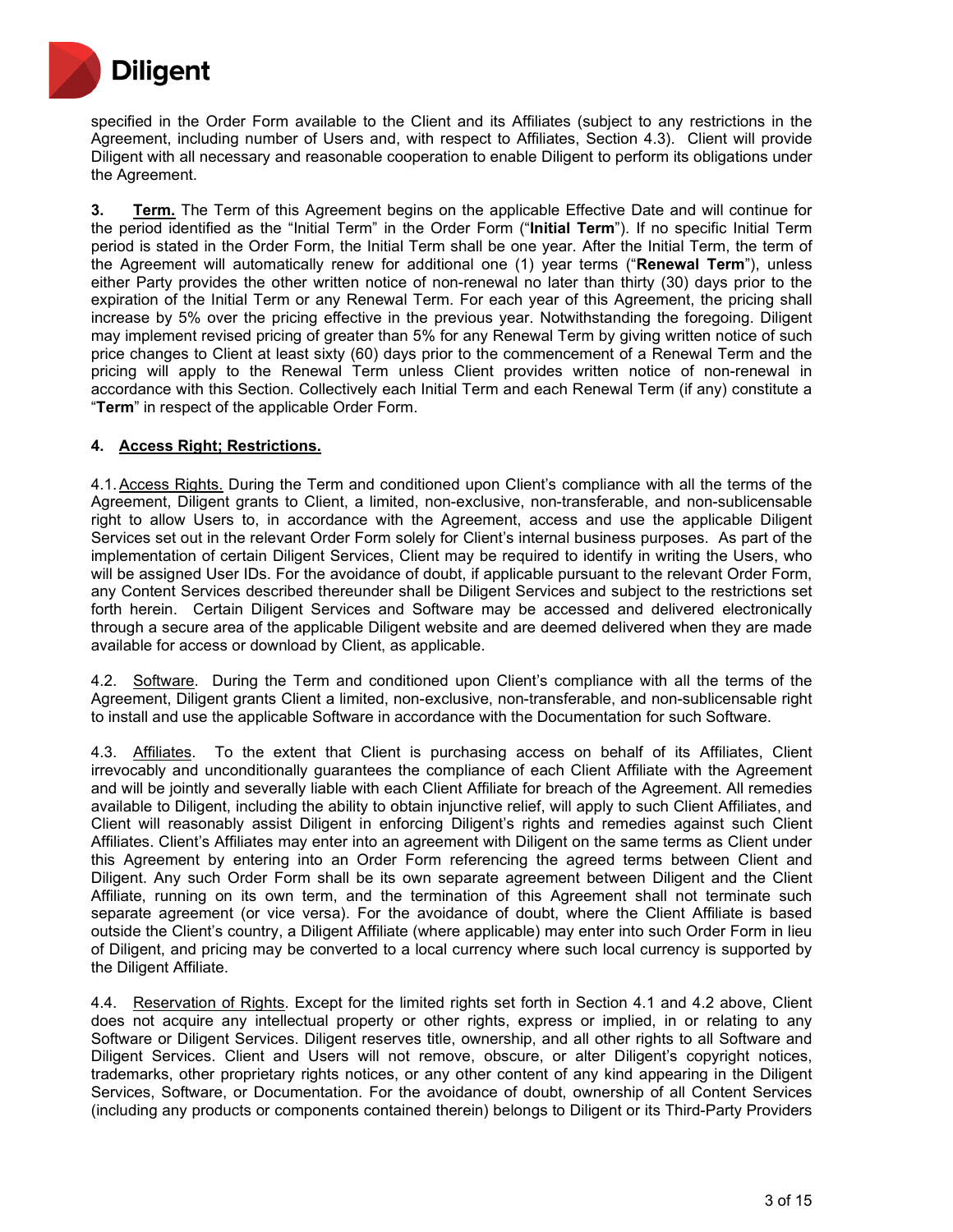specified in the Order Form available to the Client and its Affiliates (subject to any restrictions in the Agreement, including number of Users and, with respect to Affiliates, Section 4.3). Client will provide Diligent with all necessary and reasonable cooperation to enable Diligent to perform its obligations under the Agreement.

**3.** **Term.** The Term of this Agreement begins on the applicable Effective Date and will continue for the period identified as the "Initial Term" in the Order Form ("**Initial Term**"). If no specific Initial Term period is stated in the Order Form, the Initial Term shall be one year. After the Initial Term, the term of the Agreement will automatically renew for additional one (1) year terms ("**Renewal Term**"), unless either Party provides the other written notice of non-renewal no later than thirty (30) days prior to the expiration of the Initial Term or any Renewal Term. For each year of this Agreement, the pricing shall increase by 5% over the pricing effective in the previous year. Notwithstanding the foregoing. Diligent may implement revised pricing of greater than 5% for any Renewal Term by giving written notice of such price changes to Client at least sixty (60) days prior to the commencement of a Renewal Term and the pricing will apply to the Renewal Term unless Client provides written notice of non-renewal in accordance with this Section. Collectively each Initial Term and each Renewal Term (if any) constitute a "**Term**" in respect of the applicable Order Form.

**4. Access Right; Restrictions.**

4.1. Access Rights. During the Term and conditioned upon Client's compliance with all the terms of the Agreement, Diligent grants to Client, a limited, non-exclusive, non-transferable, and non-sublicensable right to allow Users to, in accordance with the Agreement, access and use the applicable Diligent Services set out in the relevant Order Form solely for Client's internal business purposes. As part of the implementation of certain Diligent Services, Client may be required to identify in writing the Users, who will be assigned User IDs. For the avoidance of doubt, if applicable pursuant to the relevant Order Form, any Content Services described thereunder shall be Diligent Services and subject to the restrictions set forth herein. Certain Diligent Services and Software may be accessed and delivered electronically through a secure area of the applicable Diligent website and are deemed delivered when they are made available for access or download by Client, as applicable.

4.2. Software. During the Term and conditioned upon Client's compliance with all the terms of the Agreement, Diligent grants Client a limited, non-exclusive, non-transferable, and non-sublicensable right to install and use the applicable Software in accordance with the Documentation for such Software.

4.3. Affiliates. To the extent that Client is purchasing access on behalf of its Affiliates, Client irrevocably and unconditionally guarantees the compliance of each Client Affiliate with the Agreement and will be jointly and severally liable with each Client Affiliate for breach of the Agreement. All remedies available to Diligent, including the ability to obtain injunctive relief, will apply to such Client Affiliates, and Client will reasonably assist Diligent in enforcing Diligent's rights and remedies against such Client Affiliates. Client's Affiliates may enter into an agreement with Diligent on the same terms as Client under this Agreement by entering into an Order Form referencing the agreed terms between Client and Diligent. Any such Order Form shall be its own separate agreement between Diligent and the Client Affiliate, running on its own term, and the termination of this Agreement shall not terminate such separate agreement (or vice versa). For the avoidance of doubt, where the Client Affiliate is based outside the Client's country, a Diligent Affiliate (where applicable) may enter into such Order Form in lieu of Diligent, and pricing may be converted to a local currency where such local currency is supported by the Diligent Affiliate.

4.4. Reservation of Rights. Except for the limited rights set forth in Section 4.1 and 4.2 above, Client does not acquire any intellectual property or other rights, express or implied, in or relating to any Software or Diligent Services. Diligent reserves title, ownership, and all other rights to all Software and Diligent Services. Client and Users will not remove, obscure, or alter Diligent's copyright notices, trademarks, other proprietary rights notices, or any other content of any kind appearing in the Diligent Services, Software, or Documentation. For the avoidance of doubt, ownership of all Content Services (including any products or components contained therein) belongs to Diligent or its Third-Party Providers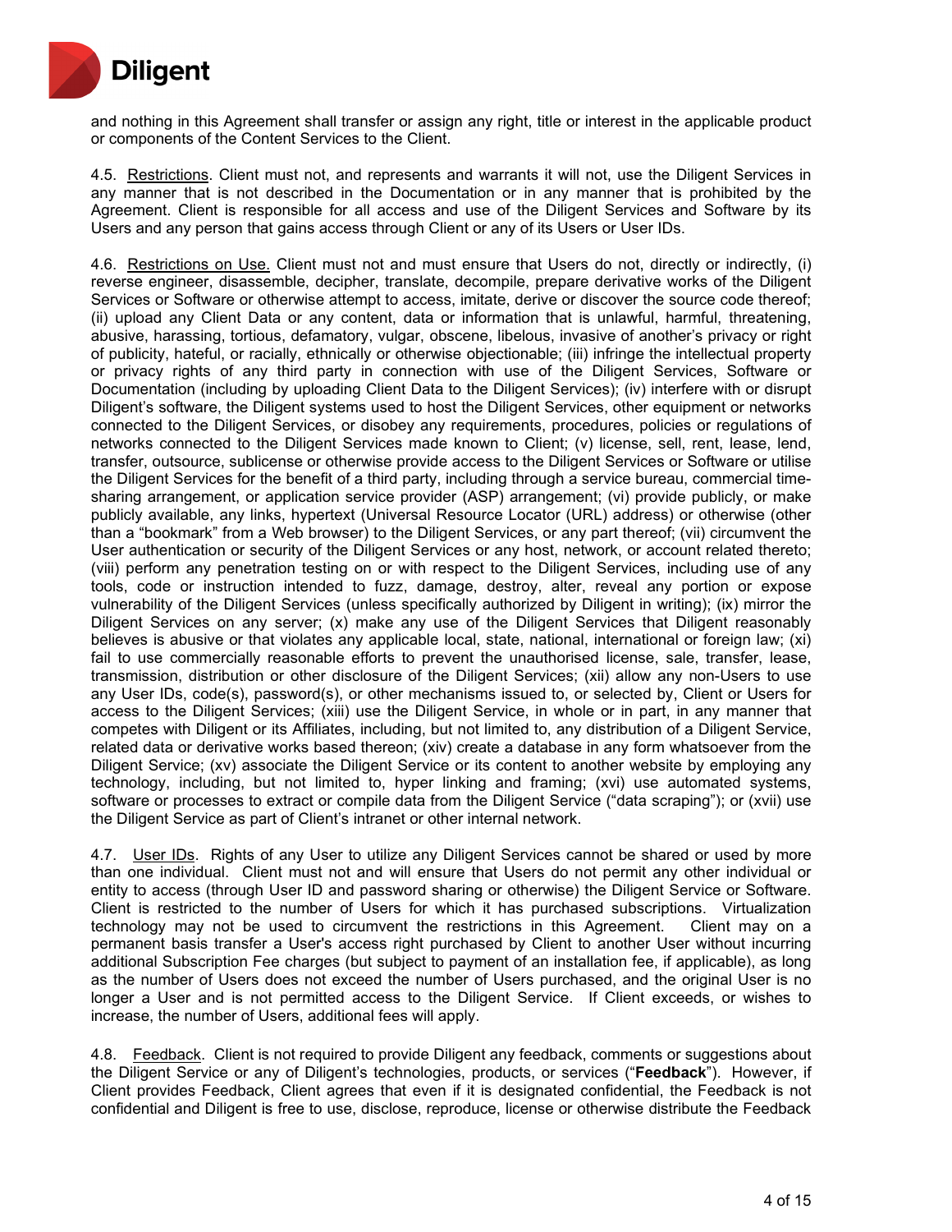and nothing in this Agreement shall transfer or assign any right, title or interest in the applicable product or components of the Content Services to the Client.

4.5. Restrictions. Client must not, and represents and warrants it will not, use the Diligent Services in any manner that is not described in the Documentation or in any manner that is prohibited by the Agreement. Client is responsible for all access and use of the Diligent Services and Software by its Users and any person that gains access through Client or any of its Users or User IDs.

4.6. Restrictions on Use. Client must not and must ensure that Users do not, directly or indirectly, (i) reverse engineer, disassemble, decipher, translate, decompile, prepare derivative works of the Diligent Services or Software or otherwise attempt to access, imitate, derive or discover the source code thereof; (ii) upload any Client Data or any content, data or information that is unlawful, harmful, threatening, abusive, harassing, tortious, defamatory, vulgar, obscene, libelous, invasive of another's privacy or right of publicity, hateful, or racially, ethnically or otherwise objectionable; (iii) infringe the intellectual property or privacy rights of any third party in connection with use of the Diligent Services, Software or Documentation (including by uploading Client Data to the Diligent Services); (iv) interfere with or disrupt Diligent's software, the Diligent systems used to host the Diligent Services, other equipment or networks connected to the Diligent Services, or disobey any requirements, procedures, policies or regulations of networks connected to the Diligent Services made known to Client; (v) license, sell, rent, lease, lend, transfer, outsource, sublicense or otherwise provide access to the Diligent Services or Software or utilise the Diligent Services for the benefit of a third party, including through a service bureau, commercial time-sharing arrangement, or application service provider (ASP) arrangement; (vi) provide publicly, or make publicly available, any links, hypertext (Universal Resource Locator (URL) address) or otherwise (other than a "bookmark" from a Web browser) to the Diligent Services, or any part thereof; (vii) circumvent the User authentication or security of the Diligent Services or any host, network, or account related thereto; (viii) perform any penetration testing on or with respect to the Diligent Services, including use of any tools, code or instruction intended to fuzz, damage, destroy, alter, reveal any portion or expose vulnerability of the Diligent Services (unless specifically authorized by Diligent in writing); (ix) mirror the Diligent Services on any server; (x) make any use of the Diligent Services that Diligent reasonably believes is abusive or that violates any applicable local, state, national, international or foreign law; (xi) fail to use commercially reasonable efforts to prevent the unauthorised license, sale, transfer, lease, transmission, distribution or other disclosure of the Diligent Services; (xii) allow any non-Users to use any User IDs, code(s), password(s), or other mechanisms issued to, or selected by, Client or Users for access to the Diligent Services; (xiii) use the Diligent Service, in whole or in part, in any manner that competes with Diligent or its Affiliates, including, but not limited to, any distribution of a Diligent Service, related data or derivative works based thereon; (xiv) create a database in any form whatsoever from the Diligent Service; (xv) associate the Diligent Service or its content to another website by employing any technology, including, but not limited to, hyper linking and framing; (xvi) use automated systems, software or processes to extract or compile data from the Diligent Service ("data scraping"); or (xvii) use the Diligent Service as part of Client's intranet or other internal network.

4.7. User IDs. Rights of any User to utilize any Diligent Services cannot be shared or used by more than one individual. Client must not and will ensure that Users do not permit any other individual or entity to access (through User ID and password sharing or otherwise) the Diligent Service or Software. Client is restricted to the number of Users for which it has purchased subscriptions. Virtualization technology may not be used to circumvent the restrictions in this Agreement. Client may on a permanent basis transfer a User's access right purchased by Client to another User without incurring additional Subscription Fee charges (but subject to payment of an installation fee, if applicable), as long as the number of Users does not exceed the number of Users purchased, and the original User is no longer a User and is not permitted access to the Diligent Service. If Client exceeds, or wishes to increase, the number of Users, additional fees will apply.

4.8. Feedback. Client is not required to provide Diligent any feedback, comments or suggestions about the Diligent Service or any of Diligent's technologies, products, or services ("**Feedback**"). However, if Client provides Feedback, Client agrees that even if it is designated confidential, the Feedback is not confidential and Diligent is free to use, disclose, reproduce, license or otherwise distribute the Feedback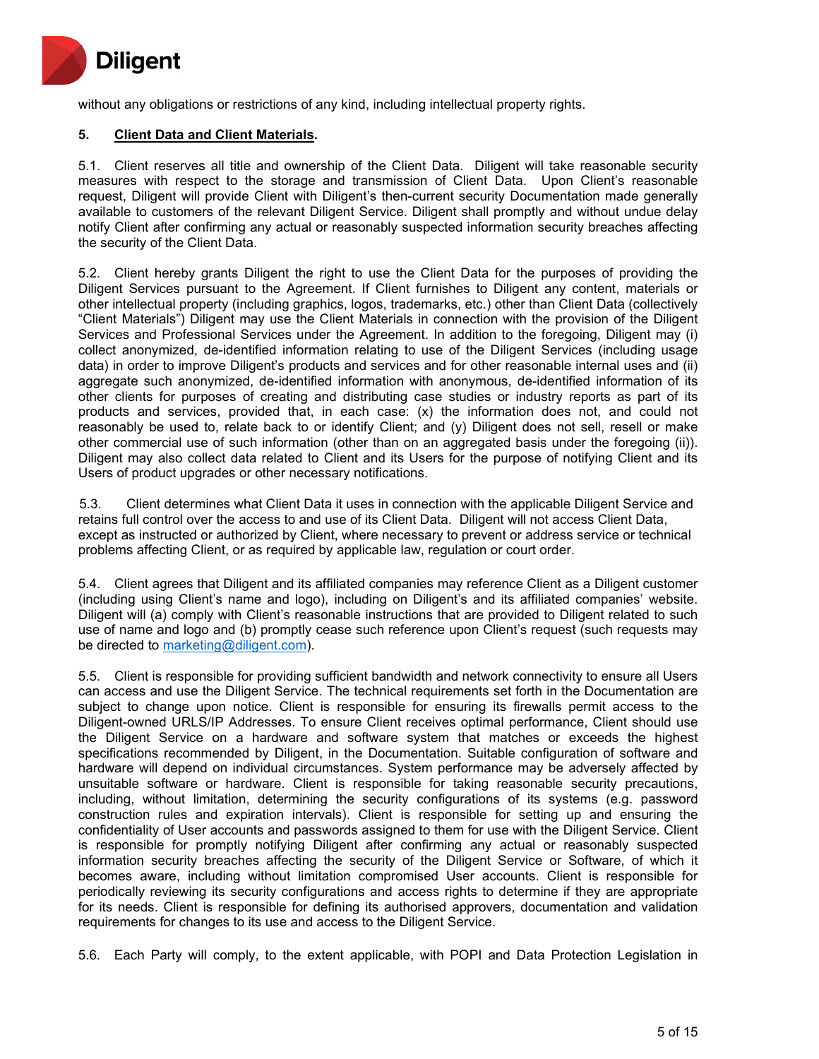without any obligations or restrictions of any kind, including intellectual property rights.

**5. Client Data and Client Materials.**

5.1. Client reserves all title and ownership of the Client Data. Diligent will take reasonable security measures with respect to the storage and transmission of Client Data. Upon Client's reasonable request, Diligent will provide Client with Diligent's then-current security Documentation made generally available to customers of the relevant Diligent Service. Diligent shall promptly and without undue delay notify Client after confirming any actual or reasonably suspected information security breaches affecting the security of the Client Data.

5.2. Client hereby grants Diligent the right to use the Client Data for the purposes of providing the Diligent Services pursuant to the Agreement. If Client furnishes to Diligent any content, materials or other intellectual property (including graphics, logos, trademarks, etc.) other than Client Data (collectively "Client Materials") Diligent may use the Client Materials in connection with the provision of the Diligent Services and Professional Services under the Agreement. In addition to the foregoing, Diligent may (i) collect anonymized, de-identified information relating to use of the Diligent Services (including usage data) in order to improve Diligent's products and services and for other reasonable internal uses and (ii) aggregate such anonymized, de-identified information with anonymous, de-identified information of its other clients for purposes of creating and distributing case studies or industry reports as part of its products and services, provided that, in each case: (x) the information does not, and could not reasonably be used to, relate back to or identify Client; and (y) Diligent does not sell, resell or make other commercial use of such information (other than on an aggregated basis under the foregoing (ii)). Diligent may also collect data related to Client and its Users for the purpose of notifying Client and its Users of product upgrades or other necessary notifications.

5.3. Client determines what Client Data it uses in connection with the applicable Diligent Service and retains full control over the access to and use of its Client Data. Diligent will not access Client Data, except as instructed or authorized by Client, where necessary to prevent or address service or technical problems affecting Client, or as required by applicable law, regulation or court order.

5.4. Client agrees that Diligent and its affiliated companies may reference Client as a Diligent customer (including using Client's name and logo), including on Diligent's and its affiliated companies' website. Diligent will (a) comply with Client's reasonable instructions that are provided to Diligent related to such use of name and logo and (b) promptly cease such reference upon Client's request (such requests may be directed to marketing@diligent.com).

5.5. Client is responsible for providing sufficient bandwidth and network connectivity to ensure all Users can access and use the Diligent Service. The technical requirements set forth in the Documentation are subject to change upon notice. Client is responsible for ensuring its firewalls permit access to the Diligent-owned URLS/IP Addresses. To ensure Client receives optimal performance, Client should use the Diligent Service on a hardware and software system that matches or exceeds the highest specifications recommended by Diligent, in the Documentation. Suitable configuration of software and hardware will depend on individual circumstances. System performance may be adversely affected by unsuitable software or hardware. Client is responsible for taking reasonable security precautions, including, without limitation, determining the security configurations of its systems (e.g. password construction rules and expiration intervals). Client is responsible for setting up and ensuring the confidentiality of User accounts and passwords assigned to them for use with the Diligent Service. Client is responsible for promptly notifying Diligent after confirming any actual or reasonably suspected information security breaches affecting the security of the Diligent Service or Software, of which it becomes aware, including without limitation compromised User accounts. Client is responsible for periodically reviewing its security configurations and access rights to determine if they are appropriate for its needs. Client is responsible for defining its authorised approvers, documentation and validation requirements for changes to its use and access to the Diligent Service.

5.6. Each Party will comply, to the extent applicable, with POPI and Data Protection Legislation in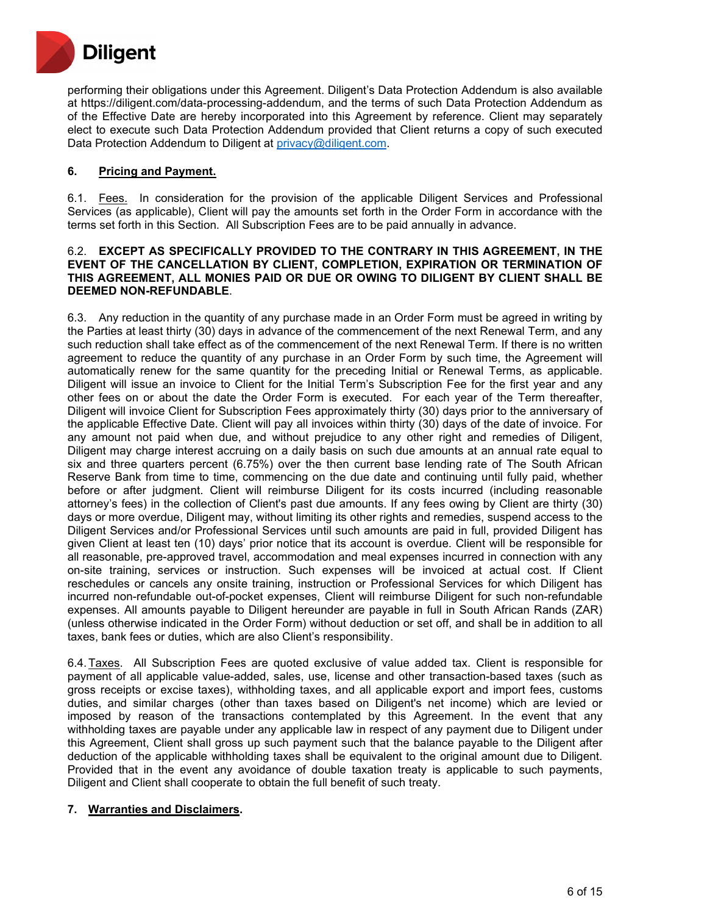performing their obligations under this Agreement. Diligent's Data Protection Addendum is also available at https://diligent.com/data-processing-addendum, and the terms of such Data Protection Addendum as of the Effective Date are hereby incorporated into this Agreement by reference. Client may separately elect to execute such Data Protection Addendum provided that Client returns a copy of such executed Data Protection Addendum to Diligent at privacy@diligent.com.

**6. Pricing and Payment.**

6.1. Fees. In consideration for the provision of the applicable Diligent Services and Professional Services (as applicable), Client will pay the amounts set forth in the Order Form in accordance with the terms set forth in this Section. All Subscription Fees are to be paid annually in advance.

6.2. **EXCEPT AS SPECIFICALLY PROVIDED TO THE CONTRARY IN THIS AGREEMENT, IN THE EVENT OF THE CANCELLATION BY CLIENT, COMPLETION, EXPIRATION OR TERMINATION OF THIS AGREEMENT, ALL MONIES PAID OR DUE OR OWING TO DILIGENT BY CLIENT SHALL BE DEEMED NON-REFUNDABLE**.

6.3. Any reduction in the quantity of any purchase made in an Order Form must be agreed in writing by the Parties at least thirty (30) days in advance of the commencement of the next Renewal Term, and any such reduction shall take effect as of the commencement of the next Renewal Term. If there is no written agreement to reduce the quantity of any purchase in an Order Form by such time, the Agreement will automatically renew for the same quantity for the preceding Initial or Renewal Terms, as applicable. Diligent will issue an invoice to Client for the Initial Term's Subscription Fee for the first year and any other fees on or about the date the Order Form is executed. For each year of the Term thereafter, Diligent will invoice Client for Subscription Fees approximately thirty (30) days prior to the anniversary of the applicable Effective Date. Client will pay all invoices within thirty (30) days of the date of invoice. For any amount not paid when due, and without prejudice to any other right and remedies of Diligent, Diligent may charge interest accruing on a daily basis on such due amounts at an annual rate equal to six and three quarters percent (6.75%) over the then current base lending rate of The South African Reserve Bank from time to time, commencing on the due date and continuing until fully paid, whether before or after judgment. Client will reimburse Diligent for its costs incurred (including reasonable attorney's fees) in the collection of Client's past due amounts. If any fees owing by Client are thirty (30) days or more overdue, Diligent may, without limiting its other rights and remedies, suspend access to the Diligent Services and/or Professional Services until such amounts are paid in full, provided Diligent has given Client at least ten (10) days' prior notice that its account is overdue. Client will be responsible for all reasonable, pre-approved travel, accommodation and meal expenses incurred in connection with any on-site training, services or instruction. Such expenses will be invoiced at actual cost. If Client reschedules or cancels any onsite training, instruction or Professional Services for which Diligent has incurred non-refundable out-of-pocket expenses, Client will reimburse Diligent for such non-refundable expenses. All amounts payable to Diligent hereunder are payable in full in South African Rands (ZAR) (unless otherwise indicated in the Order Form) without deduction or set off, and shall be in addition to all taxes, bank fees or duties, which are also Client's responsibility.

6.4. Taxes. All Subscription Fees are quoted exclusive of value added tax. Client is responsible for payment of all applicable value-added, sales, use, license and other transaction-based taxes (such as gross receipts or excise taxes), withholding taxes, and all applicable export and import fees, customs duties, and similar charges (other than taxes based on Diligent's net income) which are levied or imposed by reason of the transactions contemplated by this Agreement. In the event that any withholding taxes are payable under any applicable law in respect of any payment due to Diligent under this Agreement, Client shall gross up such payment such that the balance payable to the Diligent after deduction of the applicable withholding taxes shall be equivalent to the original amount due to Diligent. Provided that in the event any avoidance of double taxation treaty is applicable to such payments, Diligent and Client shall cooperate to obtain the full benefit of such treaty.

**7. Warranties and Disclaimers.**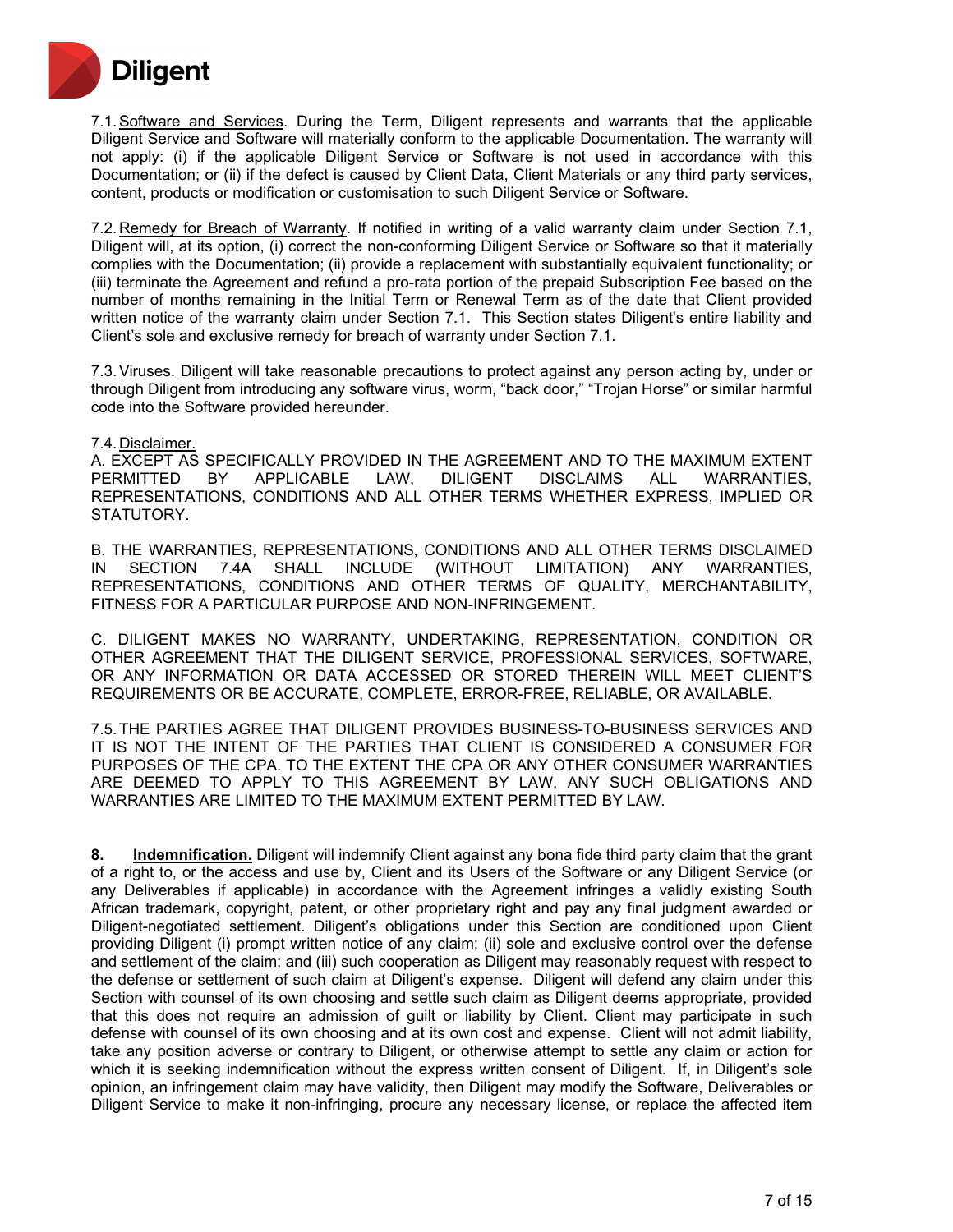7.1. Software and Services. During the Term, Diligent represents and warrants that the applicable Diligent Service and Software will materially conform to the applicable Documentation. The warranty will not apply: (i) if the applicable Diligent Service or Software is not used in accordance with this Documentation; or (ii) if the defect is caused by Client Data, Client Materials or any third party services, content, products or modification or customisation to such Diligent Service or Software.

7.2. Remedy for Breach of Warranty. If notified in writing of a valid warranty claim under Section 7.1, Diligent will, at its option, (i) correct the non-conforming Diligent Service or Software so that it materially complies with the Documentation; (ii) provide a replacement with substantially equivalent functionality; or (iii) terminate the Agreement and refund a pro-rata portion of the prepaid Subscription Fee based on the number of months remaining in the Initial Term or Renewal Term as of the date that Client provided written notice of the warranty claim under Section 7.1. This Section states Diligent's entire liability and Client's sole and exclusive remedy for breach of warranty under Section 7.1.

7.3. Viruses. Diligent will take reasonable precautions to protect against any person acting by, under or through Diligent from introducing any software virus, worm, "back door," "Trojan Horse" or similar harmful code into the Software provided hereunder.

7.4. Disclaimer.

A. EXCEPT AS SPECIFICALLY PROVIDED IN THE AGREEMENT AND TO THE MAXIMUM EXTENT PERMITTED BY APPLICABLE LAW, DILIGENT DISCLAIMS ALL WARRANTIES, REPRESENTATIONS, CONDITIONS AND ALL OTHER TERMS WHETHER EXPRESS, IMPLIED OR STATUTORY.

B. THE WARRANTIES, REPRESENTATIONS, CONDITIONS AND ALL OTHER TERMS DISCLAIMED IN SECTION 7.4A SHALL INCLUDE (WITHOUT LIMITATION) ANY WARRANTIES, REPRESENTATIONS, CONDITIONS AND OTHER TERMS OF QUALITY, MERCHANTABILITY, FITNESS FOR A PARTICULAR PURPOSE AND NON-INFRINGEMENT.

C. DILIGENT MAKES NO WARRANTY, UNDERTAKING, REPRESENTATION, CONDITION OR OTHER AGREEMENT THAT THE DILIGENT SERVICE, PROFESSIONAL SERVICES, SOFTWARE, OR ANY INFORMATION OR DATA ACCESSED OR STORED THEREIN WILL MEET CLIENT'S REQUIREMENTS OR BE ACCURATE, COMPLETE, ERROR-FREE, RELIABLE, OR AVAILABLE.

7.5. THE PARTIES AGREE THAT DILIGENT PROVIDES BUSINESS-TO-BUSINESS SERVICES AND IT IS NOT THE INTENT OF THE PARTIES THAT CLIENT IS CONSIDERED A CONSUMER FOR PURPOSES OF THE CPA. TO THE EXTENT THE CPA OR ANY OTHER CONSUMER WARRANTIES ARE DEEMED TO APPLY TO THIS AGREEMENT BY LAW, ANY SUCH OBLIGATIONS AND WARRANTIES ARE LIMITED TO THE MAXIMUM EXTENT PERMITTED BY LAW.

**8. Indemnification.** Diligent will indemnify Client against any bona fide third party claim that the grant of a right to, or the access and use by, Client and its Users of the Software or any Diligent Service (or any Deliverables if applicable) in accordance with the Agreement infringes a validly existing South African trademark, copyright, patent, or other proprietary right and pay any final judgment awarded or Diligent-negotiated settlement. Diligent's obligations under this Section are conditioned upon Client providing Diligent (i) prompt written notice of any claim; (ii) sole and exclusive control over the defense and settlement of the claim; and (iii) such cooperation as Diligent may reasonably request with respect to the defense or settlement of such claim at Diligent's expense. Diligent will defend any claim under this Section with counsel of its own choosing and settle such claim as Diligent deems appropriate, provided that this does not require an admission of guilt or liability by Client. Client may participate in such defense with counsel of its own choosing and at its own cost and expense. Client will not admit liability, take any position adverse or contrary to Diligent, or otherwise attempt to settle any claim or action for which it is seeking indemnification without the express written consent of Diligent. If, in Diligent's sole opinion, an infringement claim may have validity, then Diligent may modify the Software, Deliverables or Diligent Service to make it non-infringing, procure any necessary license, or replace the affected item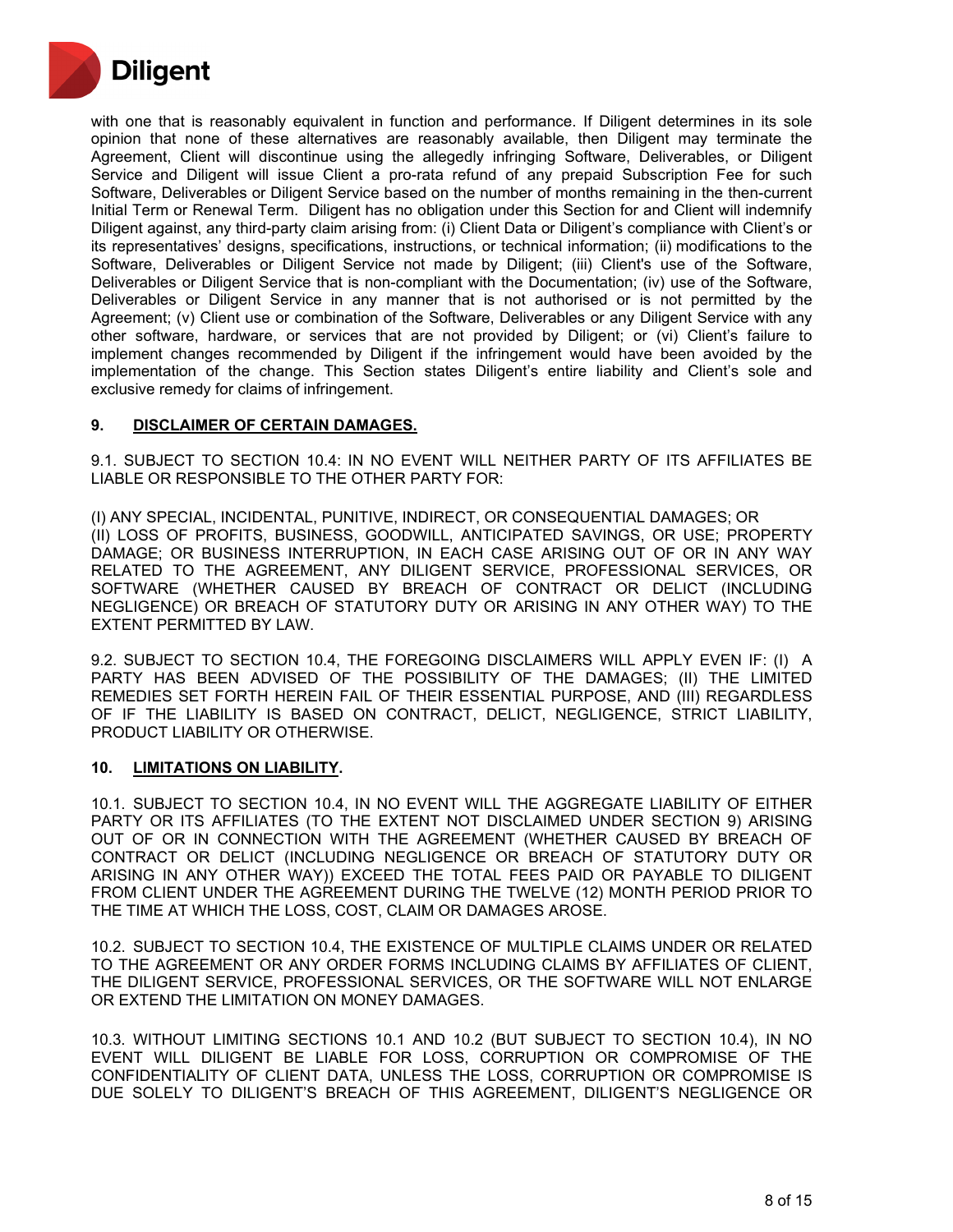with one that is reasonably equivalent in function and performance. If Diligent determines in its sole opinion that none of these alternatives are reasonably available, then Diligent may terminate the Agreement, Client will discontinue using the allegedly infringing Software, Deliverables, or Diligent Service and Diligent will issue Client a pro-rata refund of any prepaid Subscription Fee for such Software, Deliverables or Diligent Service based on the number of months remaining in the then-current Initial Term or Renewal Term. Diligent has no obligation under this Section for and Client will indemnify Diligent against, any third-party claim arising from: (i) Client Data or Diligent's compliance with Client's or its representatives' designs, specifications, instructions, or technical information; (ii) modifications to the Software, Deliverables or Diligent Service not made by Diligent; (iii) Client's use of the Software, Deliverables or Diligent Service that is non-compliant with the Documentation; (iv) use of the Software, Deliverables or Diligent Service in any manner that is not authorised or is not permitted by the Agreement; (v) Client use or combination of the Software, Deliverables or any Diligent Service with any other software, hardware, or services that are not provided by Diligent; or (vi) Client's failure to implement changes recommended by Diligent if the infringement would have been avoided by the implementation of the change. This Section states Diligent's entire liability and Client's sole and exclusive remedy for claims of infringement.

## 9. DISCLAIMER OF CERTAIN DAMAGES.

9.1. SUBJECT TO SECTION 10.4: IN NO EVENT WILL NEITHER PARTY OF ITS AFFILIATES BE LIABLE OR RESPONSIBLE TO THE OTHER PARTY FOR:

(I) ANY SPECIAL, INCIDENTAL, PUNITIVE, INDIRECT, OR CONSEQUENTIAL DAMAGES; OR
(II) LOSS OF PROFITS, BUSINESS, GOODWILL, ANTICIPATED SAVINGS, OR USE; PROPERTY DAMAGE; OR BUSINESS INTERRUPTION, IN EACH CASE ARISING OUT OF OR IN ANY WAY RELATED TO THE AGREEMENT, ANY DILIGENT SERVICE, PROFESSIONAL SERVICES, OR SOFTWARE (WHETHER CAUSED BY BREACH OF CONTRACT OR DELICT (INCLUDING NEGLIGENCE) OR BREACH OF STATUTORY DUTY OR ARISING IN ANY OTHER WAY) TO THE EXTENT PERMITTED BY LAW.

9.2. SUBJECT TO SECTION 10.4, THE FOREGOING DISCLAIMERS WILL APPLY EVEN IF: (I) A PARTY HAS BEEN ADVISED OF THE POSSIBILITY OF THE DAMAGES; (II) THE LIMITED REMEDIES SET FORTH HEREIN FAIL OF THEIR ESSENTIAL PURPOSE, AND (III) REGARDLESS OF IF THE LIABILITY IS BASED ON CONTRACT, DELICT, NEGLIGENCE, STRICT LIABILITY, PRODUCT LIABILITY OR OTHERWISE.

## 10. LIMITATIONS ON LIABILITY.

10.1. SUBJECT TO SECTION 10.4, IN NO EVENT WILL THE AGGREGATE LIABILITY OF EITHER PARTY OR ITS AFFILIATES (TO THE EXTENT NOT DISCLAIMED UNDER SECTION 9) ARISING OUT OF OR IN CONNECTION WITH THE AGREEMENT (WHETHER CAUSED BY BREACH OF CONTRACT OR DELICT (INCLUDING NEGLIGENCE OR BREACH OF STATUTORY DUTY OR ARISING IN ANY OTHER WAY)) EXCEED THE TOTAL FEES PAID OR PAYABLE TO DILIGENT FROM CLIENT UNDER THE AGREEMENT DURING THE TWELVE (12) MONTH PERIOD PRIOR TO THE TIME AT WHICH THE LOSS, COST, CLAIM OR DAMAGES AROSE.

10.2. SUBJECT TO SECTION 10.4, THE EXISTENCE OF MULTIPLE CLAIMS UNDER OR RELATED TO THE AGREEMENT OR ANY ORDER FORMS INCLUDING CLAIMS BY AFFILIATES OF CLIENT, THE DILIGENT SERVICE, PROFESSIONAL SERVICES, OR THE SOFTWARE WILL NOT ENLARGE OR EXTEND THE LIMITATION ON MONEY DAMAGES.

10.3. WITHOUT LIMITING SECTIONS 10.1 AND 10.2 (BUT SUBJECT TO SECTION 10.4), IN NO EVENT WILL DILIGENT BE LIABLE FOR LOSS, CORRUPTION OR COMPROMISE OF THE CONFIDENTIALITY OF CLIENT DATA, UNLESS THE LOSS, CORRUPTION OR COMPROMISE IS DUE SOLELY TO DILIGENT'S BREACH OF THIS AGREEMENT, DILIGENT'S NEGLIGENCE OR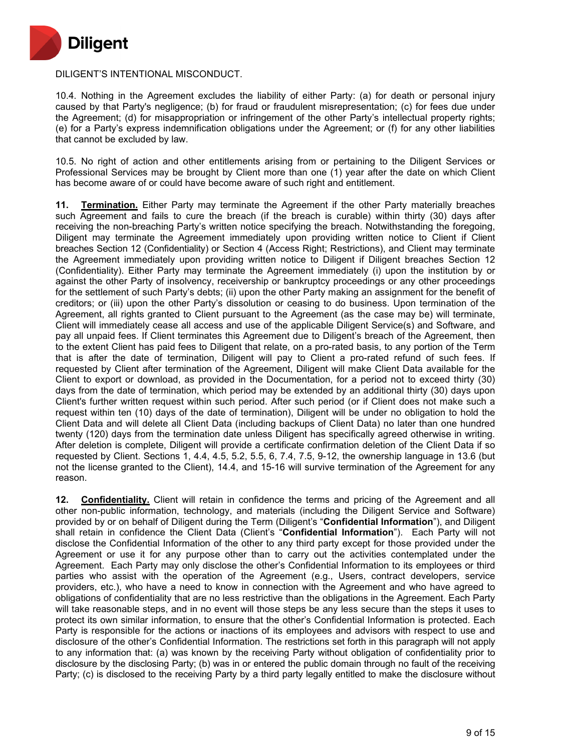DILIGENT'S INTENTIONAL MISCONDUCT.

10.4. Nothing in the Agreement excludes the liability of either Party: (a) for death or personal injury caused by that Party's negligence; (b) for fraud or fraudulent misrepresentation; (c) for fees due under the Agreement; (d) for misappropriation or infringement of the other Party's intellectual property rights; (e) for a Party's express indemnification obligations under the Agreement; or (f) for any other liabilities that cannot be excluded by law.

10.5. No right of action and other entitlements arising from or pertaining to the Diligent Services or Professional Services may be brought by Client more than one (1) year after the date on which Client has become aware of or could have become aware of such right and entitlement.

**11. Termination.** Either Party may terminate the Agreement if the other Party materially breaches such Agreement and fails to cure the breach (if the breach is curable) within thirty (30) days after receiving the non-breaching Party's written notice specifying the breach. Notwithstanding the foregoing, Diligent may terminate the Agreement immediately upon providing written notice to Client if Client breaches Section 12 (Confidentiality) or Section 4 (Access Right; Restrictions), and Client may terminate the Agreement immediately upon providing written notice to Diligent if Diligent breaches Section 12 (Confidentiality). Either Party may terminate the Agreement immediately (i) upon the institution by or against the other Party of insolvency, receivership or bankruptcy proceedings or any other proceedings for the settlement of such Party's debts; (ii) upon the other Party making an assignment for the benefit of creditors; or (iii) upon the other Party's dissolution or ceasing to do business. Upon termination of the Agreement, all rights granted to Client pursuant to the Agreement (as the case may be) will terminate, Client will immediately cease all access and use of the applicable Diligent Service(s) and Software, and pay all unpaid fees. If Client terminates this Agreement due to Diligent's breach of the Agreement, then to the extent Client has paid fees to Diligent that relate, on a pro-rated basis, to any portion of the Term that is after the date of termination, Diligent will pay to Client a pro-rated refund of such fees. If requested by Client after termination of the Agreement, Diligent will make Client Data available for the Client to export or download, as provided in the Documentation, for a period not to exceed thirty (30) days from the date of termination, which period may be extended by an additional thirty (30) days upon Client's further written request within such period. After such period (or if Client does not make such a request within ten (10) days of the date of termination), Diligent will be under no obligation to hold the Client Data and will delete all Client Data (including backups of Client Data) no later than one hundred twenty (120) days from the termination date unless Diligent has specifically agreed otherwise in writing. After deletion is complete, Diligent will provide a certificate confirmation deletion of the Client Data if so requested by Client. Sections 1, 4.4, 4.5, 5.2, 5.5, 6, 7.4, 7.5, 9-12, the ownership language in 13.6 (but not the license granted to the Client), 14.4, and 15-16 will survive termination of the Agreement for any reason.

**12. Confidentiality.** Client will retain in confidence the terms and pricing of the Agreement and all other non-public information, technology, and materials (including the Diligent Service and Software) provided by or on behalf of Diligent during the Term (Diligent's "**Confidential Information**"), and Diligent shall retain in confidence the Client Data (Client's "**Confidential Information**"). Each Party will not disclose the Confidential Information of the other to any third party except for those provided under the Agreement or use it for any purpose other than to carry out the activities contemplated under the Agreement. Each Party may only disclose the other's Confidential Information to its employees or third parties who assist with the operation of the Agreement (e.g., Users, contract developers, service providers, etc.), who have a need to know in connection with the Agreement and who have agreed to obligations of confidentiality that are no less restrictive than the obligations in the Agreement. Each Party will take reasonable steps, and in no event will those steps be any less secure than the steps it uses to protect its own similar information, to ensure that the other's Confidential Information is protected. Each Party is responsible for the actions or inactions of its employees and advisors with respect to use and disclosure of the other's Confidential Information. The restrictions set forth in this paragraph will not apply to any information that: (a) was known by the receiving Party without obligation of confidentiality prior to disclosure by the disclosing Party; (b) was in or entered the public domain through no fault of the receiving Party; (c) is disclosed to the receiving Party by a third party legally entitled to make the disclosure without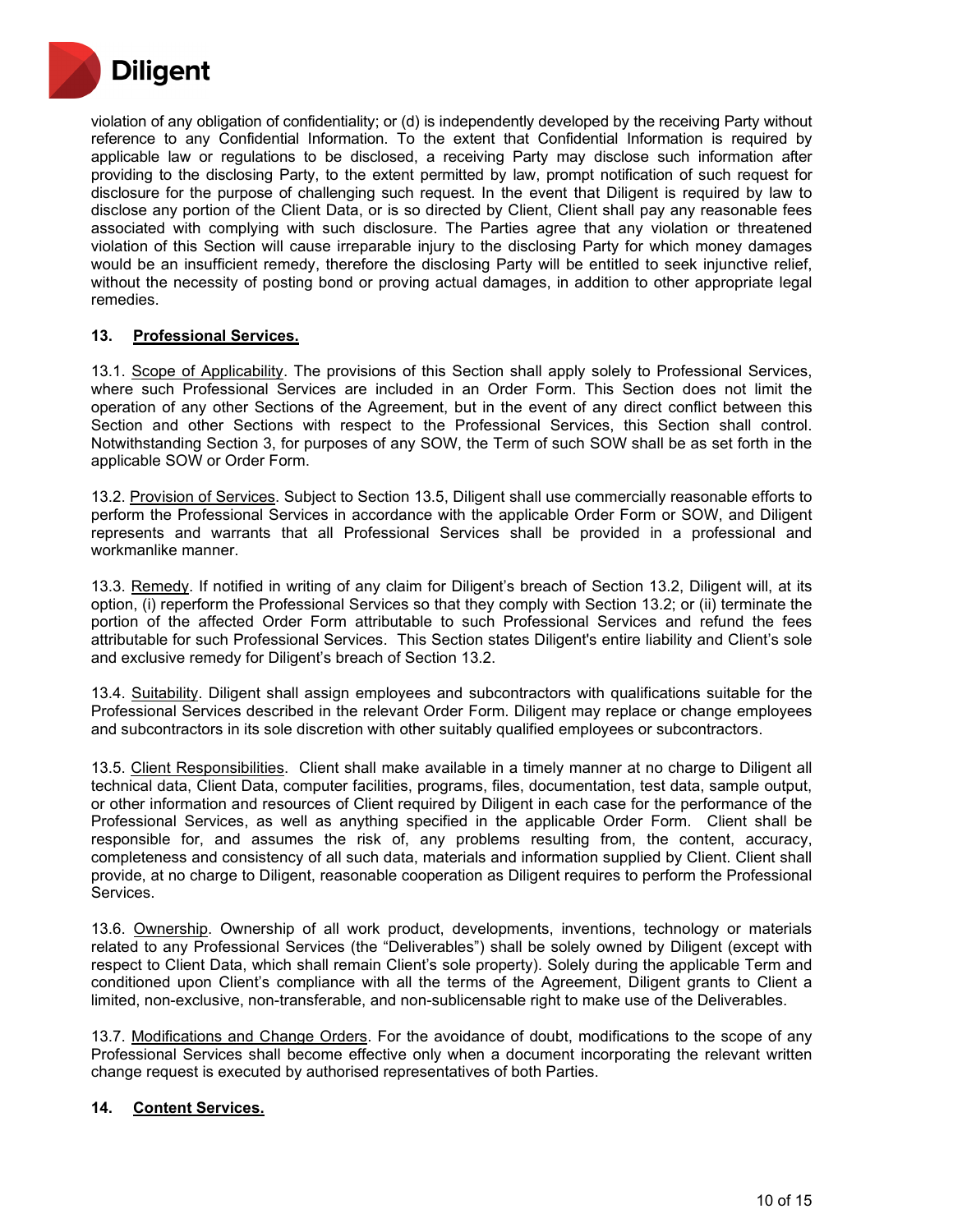violation of any obligation of confidentiality; or (d) is independently developed by the receiving Party without reference to any Confidential Information. To the extent that Confidential Information is required by applicable law or regulations to be disclosed, a receiving Party may disclose such information after providing to the disclosing Party, to the extent permitted by law, prompt notification of such request for disclosure for the purpose of challenging such request. In the event that Diligent is required by law to disclose any portion of the Client Data, or is so directed by Client, Client shall pay any reasonable fees associated with complying with such disclosure. The Parties agree that any violation or threatened violation of this Section will cause irreparable injury to the disclosing Party for which money damages would be an insufficient remedy, therefore the disclosing Party will be entitled to seek injunctive relief, without the necessity of posting bond or proving actual damages, in addition to other appropriate legal remedies.

## 13. Professional Services.

13.1. Scope of Applicability. The provisions of this Section shall apply solely to Professional Services, where such Professional Services are included in an Order Form. This Section does not limit the operation of any other Sections of the Agreement, but in the event of any direct conflict between this Section and other Sections with respect to the Professional Services, this Section shall control. Notwithstanding Section 3, for purposes of any SOW, the Term of such SOW shall be as set forth in the applicable SOW or Order Form.

13.2. Provision of Services. Subject to Section 13.5, Diligent shall use commercially reasonable efforts to perform the Professional Services in accordance with the applicable Order Form or SOW, and Diligent represents and warrants that all Professional Services shall be provided in a professional and workmanlike manner.

13.3. Remedy. If notified in writing of any claim for Diligent's breach of Section 13.2, Diligent will, at its option, (i) reperform the Professional Services so that they comply with Section 13.2; or (ii) terminate the portion of the affected Order Form attributable to such Professional Services and refund the fees attributable for such Professional Services. This Section states Diligent's entire liability and Client's sole and exclusive remedy for Diligent's breach of Section 13.2.

13.4. Suitability. Diligent shall assign employees and subcontractors with qualifications suitable for the Professional Services described in the relevant Order Form. Diligent may replace or change employees and subcontractors in its sole discretion with other suitably qualified employees or subcontractors.

13.5. Client Responsibilities. Client shall make available in a timely manner at no charge to Diligent all technical data, Client Data, computer facilities, programs, files, documentation, test data, sample output, or other information and resources of Client required by Diligent in each case for the performance of the Professional Services, as well as anything specified in the applicable Order Form. Client shall be responsible for, and assumes the risk of, any problems resulting from, the content, accuracy, completeness and consistency of all such data, materials and information supplied by Client. Client shall provide, at no charge to Diligent, reasonable cooperation as Diligent requires to perform the Professional Services.

13.6. Ownership. Ownership of all work product, developments, inventions, technology or materials related to any Professional Services (the "Deliverables") shall be solely owned by Diligent (except with respect to Client Data, which shall remain Client's sole property). Solely during the applicable Term and conditioned upon Client's compliance with all the terms of the Agreement, Diligent grants to Client a limited, non-exclusive, non-transferable, and non-sublicensable right to make use of the Deliverables.

13.7. Modifications and Change Orders. For the avoidance of doubt, modifications to the scope of any Professional Services shall become effective only when a document incorporating the relevant written change request is executed by authorised representatives of both Parties.

## 14. Content Services.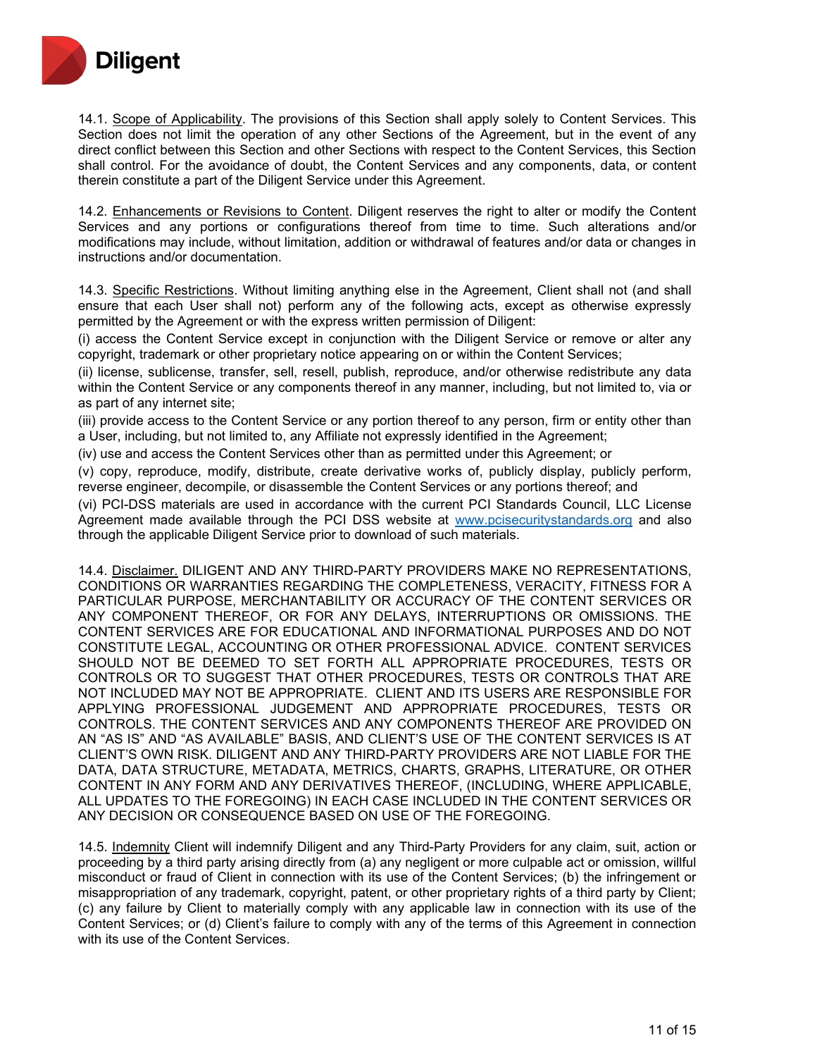14.1. Scope of Applicability. The provisions of this Section shall apply solely to Content Services. This Section does not limit the operation of any other Sections of the Agreement, but in the event of any direct conflict between this Section and other Sections with respect to the Content Services, this Section shall control. For the avoidance of doubt, the Content Services and any components, data, or content therein constitute a part of the Diligent Service under this Agreement.

14.2. Enhancements or Revisions to Content. Diligent reserves the right to alter or modify the Content Services and any portions or configurations thereof from time to time. Such alterations and/or modifications may include, without limitation, addition or withdrawal of features and/or data or changes in instructions and/or documentation.

14.3. Specific Restrictions. Without limiting anything else in the Agreement, Client shall not (and shall ensure that each User shall not) perform any of the following acts, except as otherwise expressly permitted by the Agreement or with the express written permission of Diligent:

(i) access the Content Service except in conjunction with the Diligent Service or remove or alter any copyright, trademark or other proprietary notice appearing on or within the Content Services;

(ii) license, sublicense, transfer, sell, resell, publish, reproduce, and/or otherwise redistribute any data within the Content Service or any components thereof in any manner, including, but not limited to, via or as part of any internet site;

(iii) provide access to the Content Service or any portion thereof to any person, firm or entity other than a User, including, but not limited to, any Affiliate not expressly identified in the Agreement;

(iv) use and access the Content Services other than as permitted under this Agreement; or

(v) copy, reproduce, modify, distribute, create derivative works of, publicly display, publicly perform, reverse engineer, decompile, or disassemble the Content Services or any portions thereof; and

(vi) PCI-DSS materials are used in accordance with the current PCI Standards Council, LLC License Agreement made available through the PCI DSS website at www.pcisecuritystandards.org and also through the applicable Diligent Service prior to download of such materials.

14.4. Disclaimer. DILIGENT AND ANY THIRD-PARTY PROVIDERS MAKE NO REPRESENTATIONS, CONDITIONS OR WARRANTIES REGARDING THE COMPLETENESS, VERACITY, FITNESS FOR A PARTICULAR PURPOSE, MERCHANTABILITY OR ACCURACY OF THE CONTENT SERVICES OR ANY COMPONENT THEREOF, OR FOR ANY DELAYS, INTERRUPTIONS OR OMISSIONS. THE CONTENT SERVICES ARE FOR EDUCATIONAL AND INFORMATIONAL PURPOSES AND DO NOT CONSTITUTE LEGAL, ACCOUNTING OR OTHER PROFESSIONAL ADVICE. CONTENT SERVICES SHOULD NOT BE DEEMED TO SET FORTH ALL APPROPRIATE PROCEDURES, TESTS OR CONTROLS OR TO SUGGEST THAT OTHER PROCEDURES, TESTS OR CONTROLS THAT ARE NOT INCLUDED MAY NOT BE APPROPRIATE. CLIENT AND ITS USERS ARE RESPONSIBLE FOR APPLYING PROFESSIONAL JUDGEMENT AND APPROPRIATE PROCEDURES, TESTS OR CONTROLS. THE CONTENT SERVICES AND ANY COMPONENTS THEREOF ARE PROVIDED ON AN "AS IS" AND "AS AVAILABLE" BASIS, AND CLIENT'S USE OF THE CONTENT SERVICES IS AT CLIENT'S OWN RISK. DILIGENT AND ANY THIRD-PARTY PROVIDERS ARE NOT LIABLE FOR THE DATA, DATA STRUCTURE, METADATA, METRICS, CHARTS, GRAPHS, LITERATURE, OR OTHER CONTENT IN ANY FORM AND ANY DERIVATIVES THEREOF, (INCLUDING, WHERE APPLICABLE, ALL UPDATES TO THE FOREGOING) IN EACH CASE INCLUDED IN THE CONTENT SERVICES OR ANY DECISION OR CONSEQUENCE BASED ON USE OF THE FOREGOING.

14.5. Indemnity Client will indemnify Diligent and any Third-Party Providers for any claim, suit, action or proceeding by a third party arising directly from (a) any negligent or more culpable act or omission, willful misconduct or fraud of Client in connection with its use of the Content Services; (b) the infringement or misappropriation of any trademark, copyright, patent, or other proprietary rights of a third party by Client; (c) any failure by Client to materially comply with any applicable law in connection with its use of the Content Services; or (d) Client's failure to comply with any of the terms of this Agreement in connection with its use of the Content Services.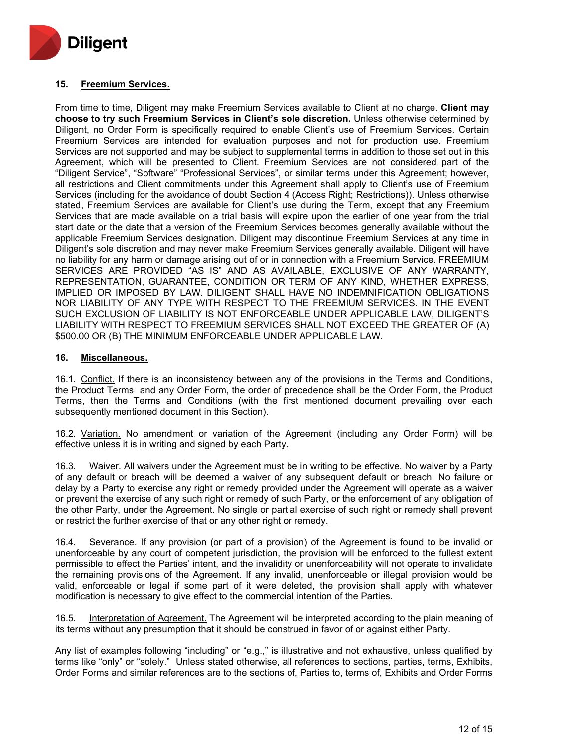## 15. Freemium Services.

From time to time, Diligent may make Freemium Services available to Client at no charge. **Client may choose to try such Freemium Services in Client's sole discretion.** Unless otherwise determined by Diligent, no Order Form is specifically required to enable Client's use of Freemium Services. Certain Freemium Services are intended for evaluation purposes and not for production use. Freemium Services are not supported and may be subject to supplemental terms in addition to those set out in this Agreement, which will be presented to Client. Freemium Services are not considered part of the "Diligent Service", "Software" "Professional Services", or similar terms under this Agreement; however, all restrictions and Client commitments under this Agreement shall apply to Client's use of Freemium Services (including for the avoidance of doubt Section 4 (Access Right; Restrictions)). Unless otherwise stated, Freemium Services are available for Client's use during the Term, except that any Freemium Services that are made available on a trial basis will expire upon the earlier of one year from the trial start date or the date that a version of the Freemium Services becomes generally available without the applicable Freemium Services designation. Diligent may discontinue Freemium Services at any time in Diligent's sole discretion and may never make Freemium Services generally available. Diligent will have no liability for any harm or damage arising out of or in connection with a Freemium Service. FREEMIUM SERVICES ARE PROVIDED "AS IS" AND AS AVAILABLE, EXCLUSIVE OF ANY WARRANTY, REPRESENTATION, GUARANTEE, CONDITION OR TERM OF ANY KIND, WHETHER EXPRESS, IMPLIED OR IMPOSED BY LAW. DILIGENT SHALL HAVE NO INDEMNIFICATION OBLIGATIONS NOR LIABILITY OF ANY TYPE WITH RESPECT TO THE FREEMIUM SERVICES. IN THE EVENT SUCH EXCLUSION OF LIABILITY IS NOT ENFORCEABLE UNDER APPLICABLE LAW, DILIGENT'S LIABILITY WITH RESPECT TO FREEMIUM SERVICES SHALL NOT EXCEED THE GREATER OF (A) $500.00 OR (B) THE MINIMUM ENFORCEABLE UNDER APPLICABLE LAW.

## 16. Miscellaneous.

16.1. Conflict. If there is an inconsistency between any of the provisions in the Terms and Conditions, the Product Terms and any Order Form, the order of precedence shall be the Order Form, the Product Terms, then the Terms and Conditions (with the first mentioned document prevailing over each subsequently mentioned document in this Section).

16.2. Variation. No amendment or variation of the Agreement (including any Order Form) will be effective unless it is in writing and signed by each Party.

16.3. Waiver. All waivers under the Agreement must be in writing to be effective. No waiver by a Party of any default or breach will be deemed a waiver of any subsequent default or breach. No failure or delay by a Party to exercise any right or remedy provided under the Agreement will operate as a waiver or prevent the exercise of any such right or remedy of such Party, or the enforcement of any obligation of the other Party, under the Agreement. No single or partial exercise of such right or remedy shall prevent or restrict the further exercise of that or any other right or remedy.

16.4. Severance. If any provision (or part of a provision) of the Agreement is found to be invalid or unenforceable by any court of competent jurisdiction, the provision will be enforced to the fullest extent permissible to effect the Parties' intent, and the invalidity or unenforceability will not operate to invalidate the remaining provisions of the Agreement. If any invalid, unenforceable or illegal provision would be valid, enforceable or legal if some part of it were deleted, the provision shall apply with whatever modification is necessary to give effect to the commercial intention of the Parties.

16.5. Interpretation of Agreement. The Agreement will be interpreted according to the plain meaning of its terms without any presumption that it should be construed in favor of or against either Party.

Any list of examples following "including" or "e.g.," is illustrative and not exhaustive, unless qualified by terms like "only" or "solely." Unless stated otherwise, all references to sections, parties, terms, Exhibits, Order Forms and similar references are to the sections of, Parties to, terms of, Exhibits and Order Forms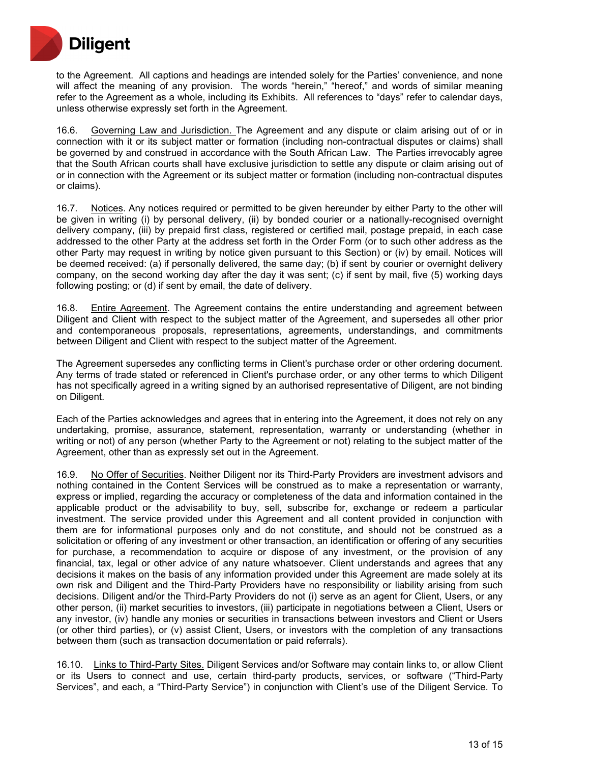to the Agreement. All captions and headings are intended solely for the Parties' convenience, and none will affect the meaning of any provision. The words "herein," "hereof," and words of similar meaning refer to the Agreement as a whole, including its Exhibits. All references to "days" refer to calendar days, unless otherwise expressly set forth in the Agreement.

16.6. Governing Law and Jurisdiction. The Agreement and any dispute or claim arising out of or in connection with it or its subject matter or formation (including non-contractual disputes or claims) shall be governed by and construed in accordance with the South African Law. The Parties irrevocably agree that the South African courts shall have exclusive jurisdiction to settle any dispute or claim arising out of or in connection with the Agreement or its subject matter or formation (including non-contractual disputes or claims).

16.7. Notices. Any notices required or permitted to be given hereunder by either Party to the other will be given in writing (i) by personal delivery, (ii) by bonded courier or a nationally-recognised overnight delivery company, (iii) by prepaid first class, registered or certified mail, postage prepaid, in each case addressed to the other Party at the address set forth in the Order Form (or to such other address as the other Party may request in writing by notice given pursuant to this Section) or (iv) by email. Notices will be deemed received: (a) if personally delivered, the same day; (b) if sent by courier or overnight delivery company, on the second working day after the day it was sent; (c) if sent by mail, five (5) working days following posting; or (d) if sent by email, the date of delivery.

16.8. Entire Agreement. The Agreement contains the entire understanding and agreement between Diligent and Client with respect to the subject matter of the Agreement, and supersedes all other prior and contemporaneous proposals, representations, agreements, understandings, and commitments between Diligent and Client with respect to the subject matter of the Agreement.

The Agreement supersedes any conflicting terms in Client's purchase order or other ordering document. Any terms of trade stated or referenced in Client's purchase order, or any other terms to which Diligent has not specifically agreed in a writing signed by an authorised representative of Diligent, are not binding on Diligent.

Each of the Parties acknowledges and agrees that in entering into the Agreement, it does not rely on any undertaking, promise, assurance, statement, representation, warranty or understanding (whether in writing or not) of any person (whether Party to the Agreement or not) relating to the subject matter of the Agreement, other than as expressly set out in the Agreement.

16.9. No Offer of Securities. Neither Diligent nor its Third-Party Providers are investment advisors and nothing contained in the Content Services will be construed as to make a representation or warranty, express or implied, regarding the accuracy or completeness of the data and information contained in the applicable product or the advisability to buy, sell, subscribe for, exchange or redeem a particular investment. The service provided under this Agreement and all content provided in conjunction with them are for informational purposes only and do not constitute, and should not be construed as a solicitation or offering of any investment or other transaction, an identification or offering of any securities for purchase, a recommendation to acquire or dispose of any investment, or the provision of any financial, tax, legal or other advice of any nature whatsoever. Client understands and agrees that any decisions it makes on the basis of any information provided under this Agreement are made solely at its own risk and Diligent and the Third-Party Providers have no responsibility or liability arising from such decisions. Diligent and/or the Third-Party Providers do not (i) serve as an agent for Client, Users, or any other person, (ii) market securities to investors, (iii) participate in negotiations between a Client, Users or any investor, (iv) handle any monies or securities in transactions between investors and Client or Users (or other third parties), or (v) assist Client, Users, or investors with the completion of any transactions between them (such as transaction documentation or paid referrals).

16.10. Links to Third-Party Sites. Diligent Services and/or Software may contain links to, or allow Client or its Users to connect and use, certain third-party products, services, or software ("Third-Party Services", and each, a "Third-Party Service") in conjunction with Client's use of the Diligent Service. To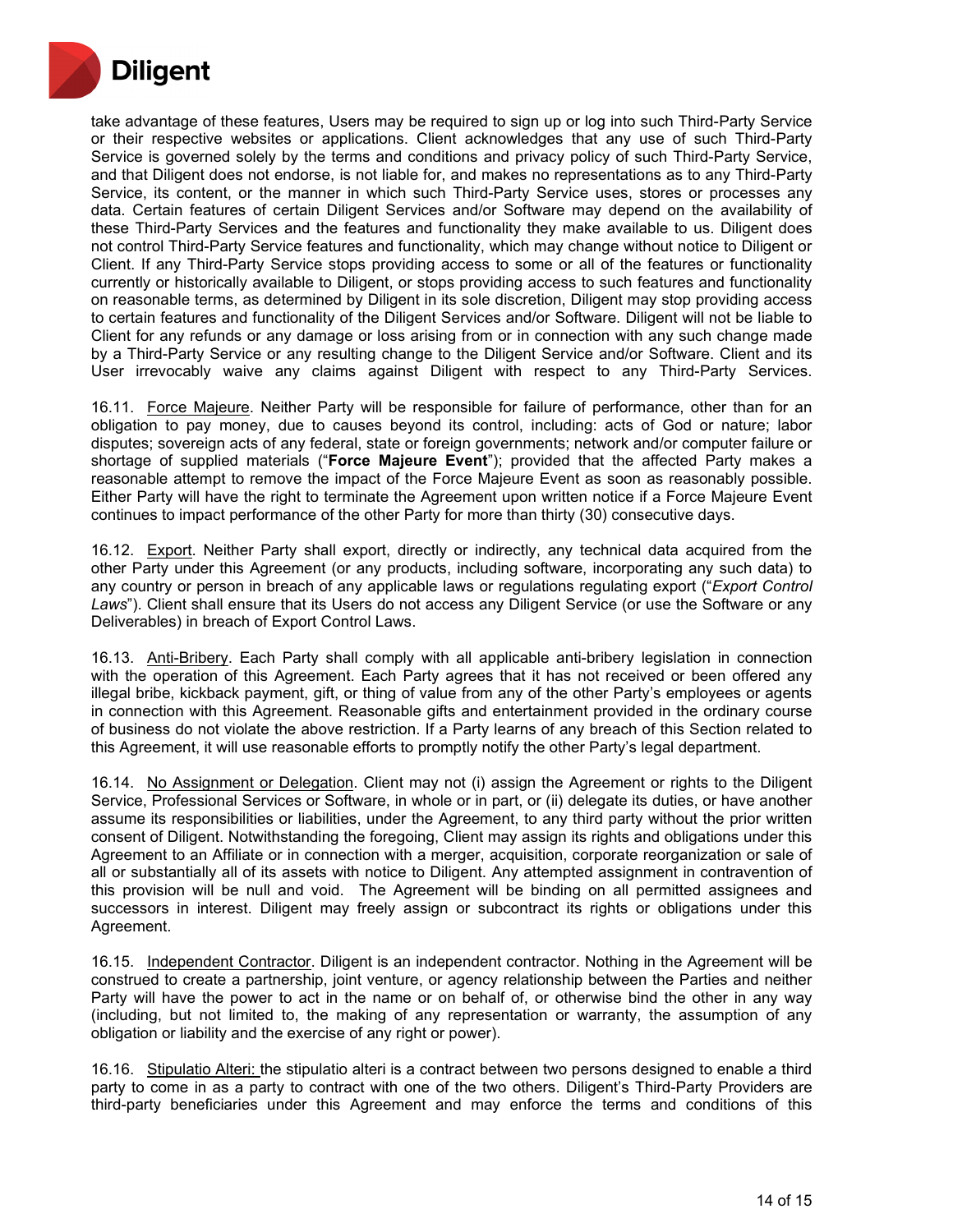take advantage of these features, Users may be required to sign up or log into such Third-Party Service or their respective websites or applications. Client acknowledges that any use of such Third-Party Service is governed solely by the terms and conditions and privacy policy of such Third-Party Service, and that Diligent does not endorse, is not liable for, and makes no representations as to any Third-Party Service, its content, or the manner in which such Third-Party Service uses, stores or processes any data. Certain features of certain Diligent Services and/or Software may depend on the availability of these Third-Party Services and the features and functionality they make available to us. Diligent does not control Third-Party Service features and functionality, which may change without notice to Diligent or Client. If any Third-Party Service stops providing access to some or all of the features or functionality currently or historically available to Diligent, or stops providing access to such features and functionality on reasonable terms, as determined by Diligent in its sole discretion, Diligent may stop providing access to certain features and functionality of the Diligent Services and/or Software. Diligent will not be liable to Client for any refunds or any damage or loss arising from or in connection with any such change made by a Third-Party Service or any resulting change to the Diligent Service and/or Software. Client and its User irrevocably waive any claims against Diligent with respect to any Third-Party Services.

16.11. Force Majeure. Neither Party will be responsible for failure of performance, other than for an obligation to pay money, due to causes beyond its control, including: acts of God or nature; labor disputes; sovereign acts of any federal, state or foreign governments; network and/or computer failure or shortage of supplied materials ("**Force Majeure Event**"); provided that the affected Party makes a reasonable attempt to remove the impact of the Force Majeure Event as soon as reasonably possible. Either Party will have the right to terminate the Agreement upon written notice if a Force Majeure Event continues to impact performance of the other Party for more than thirty (30) consecutive days.

16.12. Export. Neither Party shall export, directly or indirectly, any technical data acquired from the other Party under this Agreement (or any products, including software, incorporating any such data) to any country or person in breach of any applicable laws or regulations regulating export ("*Export Control Laws*"). Client shall ensure that its Users do not access any Diligent Service (or use the Software or any Deliverables) in breach of Export Control Laws.

16.13. Anti-Bribery. Each Party shall comply with all applicable anti-bribery legislation in connection with the operation of this Agreement. Each Party agrees that it has not received or been offered any illegal bribe, kickback payment, gift, or thing of value from any of the other Party's employees or agents in connection with this Agreement. Reasonable gifts and entertainment provided in the ordinary course of business do not violate the above restriction. If a Party learns of any breach of this Section related to this Agreement, it will use reasonable efforts to promptly notify the other Party's legal department.

16.14. No Assignment or Delegation. Client may not (i) assign the Agreement or rights to the Diligent Service, Professional Services or Software, in whole or in part, or (ii) delegate its duties, or have another assume its responsibilities or liabilities, under the Agreement, to any third party without the prior written consent of Diligent. Notwithstanding the foregoing, Client may assign its rights and obligations under this Agreement to an Affiliate or in connection with a merger, acquisition, corporate reorganization or sale of all or substantially all of its assets with notice to Diligent. Any attempted assignment in contravention of this provision will be null and void. The Agreement will be binding on all permitted assignees and successors in interest. Diligent may freely assign or subcontract its rights or obligations under this Agreement.

16.15. Independent Contractor. Diligent is an independent contractor. Nothing in the Agreement will be construed to create a partnership, joint venture, or agency relationship between the Parties and neither Party will have the power to act in the name or on behalf of, or otherwise bind the other in any way (including, but not limited to, the making of any representation or warranty, the assumption of any obligation or liability and the exercise of any right or power).

16.16. Stipulatio Alteri: the stipulatio alteri is a contract between two persons designed to enable a third party to come in as a party to contract with one of the two others. Diligent's Third-Party Providers are third-party beneficiaries under this Agreement and may enforce the terms and conditions of this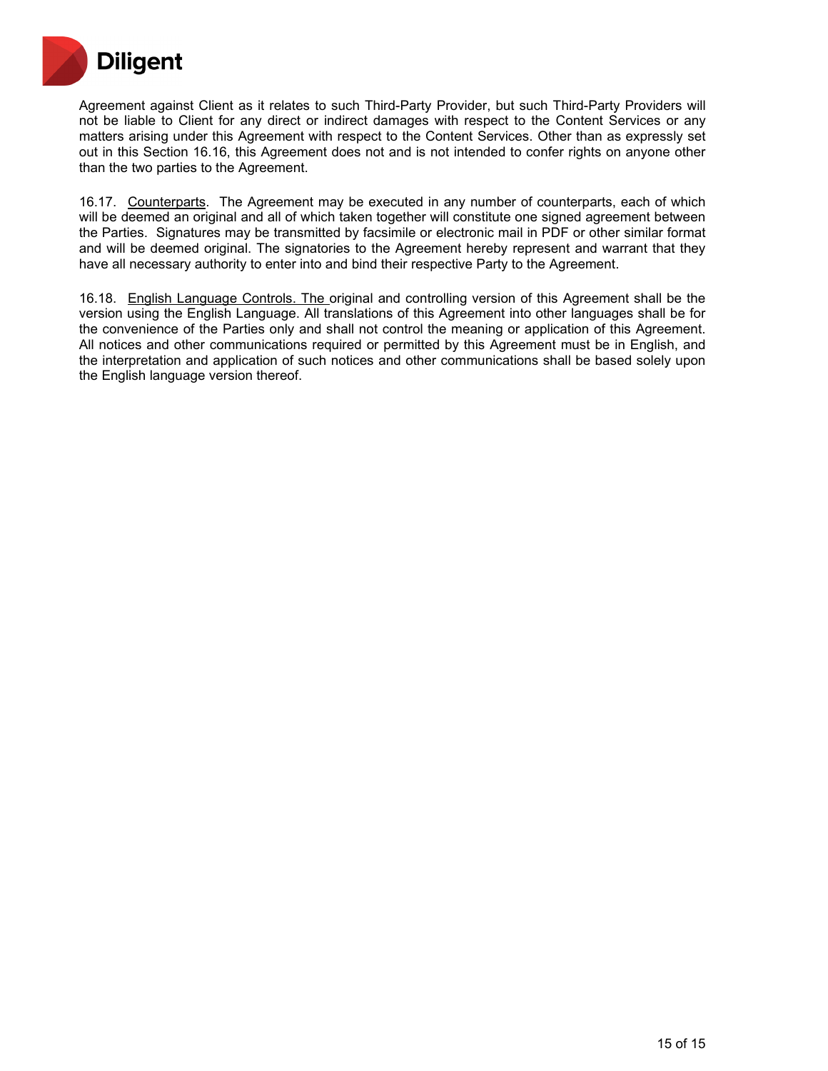Agreement against Client as it relates to such Third-Party Provider, but such Third-Party Providers will not be liable to Client for any direct or indirect damages with respect to the Content Services or any matters arising under this Agreement with respect to the Content Services. Other than as expressly set out in this Section 16.16, this Agreement does not and is not intended to confer rights on anyone other than the two parties to the Agreement.

16.17. Counterparts. The Agreement may be executed in any number of counterparts, each of which will be deemed an original and all of which taken together will constitute one signed agreement between the Parties. Signatures may be transmitted by facsimile or electronic mail in PDF or other similar format and will be deemed original. The signatories to the Agreement hereby represent and warrant that they have all necessary authority to enter into and bind their respective Party to the Agreement.

16.18. English Language Controls. The original and controlling version of this Agreement shall be the version using the English Language. All translations of this Agreement into other languages shall be for the convenience of the Parties only and shall not control the meaning or application of this Agreement. All notices and other communications required or permitted by this Agreement must be in English, and the interpretation and application of such notices and other communications shall be based solely upon the English language version thereof.